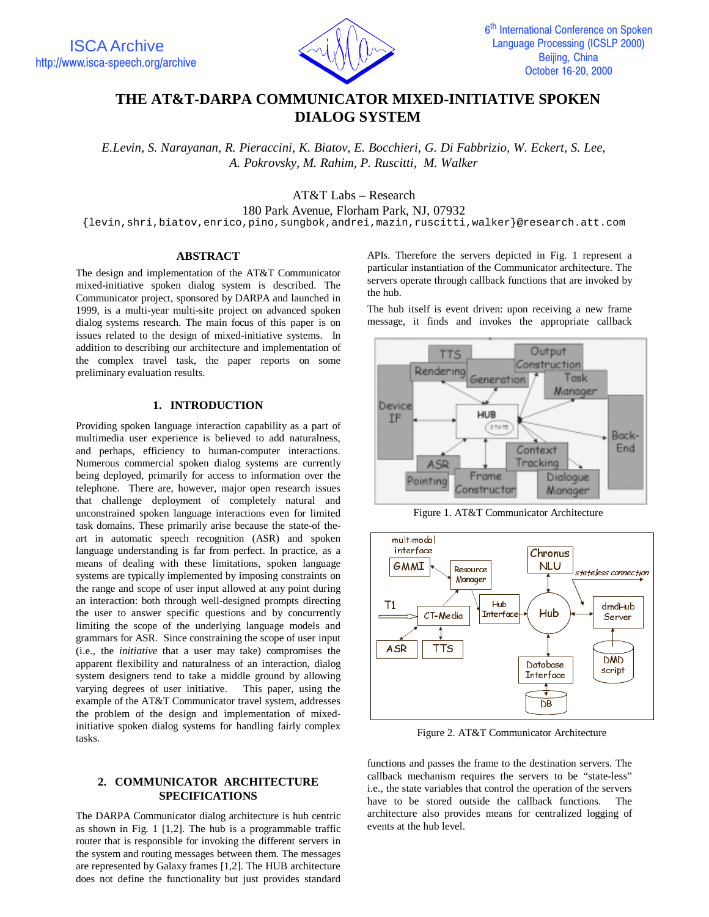# THE AT&T-DARPA COMMUNICATOR MIXED-INITIATIVE SPOKEN DIALOG SYSTEM

*E.Levin, S. Narayanan, R. Pieraccini, K. Biatov, E. Bocchieri, G. Di Fabbrizio, W. Eckert, S. Lee, A. Pokrovsky, M. Rahim, P. Ruscitti, M. Walker*

AT&T Labs – Research
180 Park Avenue, Florham Park, NJ, 07932
{levin,shri,biatov,enrico,pino,sungbok,andrei,mazin,ruscitti,walker}@research.att.com

## ABSTRACT

The design and implementation of the AT&T Communicator mixed-initiative spoken dialog system is described. The Communicator project, sponsored by DARPA and launched in 1999, is a multi-year multi-site project on advanced spoken dialog systems research. The main focus of this paper is on issues related to the design of mixed-initiative systems. In addition to describing our architecture and implementation of the complex travel task, the paper reports on some preliminary evaluation results.

## 1. INTRODUCTION

Providing spoken language interaction capability as a part of multimedia user experience is believed to add naturalness, and perhaps, efficiency to human-computer interactions. Numerous commercial spoken dialog systems are currently being deployed, primarily for access to information over the telephone. There are, however, major open research issues that challenge deployment of completely natural and unconstrained spoken language interactions even for limited task domains. These primarily arise because the state-of the-art in automatic speech recognition (ASR) and spoken language understanding is far from perfect. In practice, as a means of dealing with these limitations, spoken language systems are typically implemented by imposing constraints on the range and scope of user input allowed at any point during an interaction: both through well-designed prompts directing the user to answer specific questions and by concurrently limiting the scope of the underlying language models and grammars for ASR. Since constraining the scope of user input (i.e., the *initiative* that a user may take) compromises the apparent flexibility and naturalness of an interaction, dialog system designers tend to take a middle ground by allowing varying degrees of user initiative. This paper, using the example of the AT&T Communicator travel system, addresses the problem of the design and implementation of mixed-initiative spoken dialog systems for handling fairly complex tasks.

## 2. COMMUNICATOR ARCHITECTURE SPECIFICATIONS

The DARPA Communicator dialog architecture is hub centric as shown in Fig. 1 [1,2]. The hub is a programmable traffic router that is responsible for invoking the different servers in the system and routing messages between them. The messages are represented by Galaxy frames [1,2]. The HUB architecture does not define the functionality but just provides standard APIs. Therefore the servers depicted in Fig. 1 represent a particular instantiation of the Communicator architecture. The servers operate through callback functions that are invoked by the hub.

The hub itself is event driven: upon receiving a new frame message, it finds and invokes the appropriate callback

TTS
Rendering
Generation
Output Construction
Task Manager
Device IF
HUB
STATE
Back-End
ASR
Pointing
Frame Constructor
Context Tracking
Dialogue Manager

Figure 1. AT&T Communicator Architecture

multimodal interface
GMMI
Resource Manager
Chronus NLU
stateless connection
T1
CT-Media
Hub Interface
Hub
dmdHub Server
ASR
TTS
Database Interface
DMD script
DB

Figure 2. AT&T Communicator Architecture

functions and passes the frame to the destination servers. The callback mechanism requires the servers to be "state-less" i.e., the state variables that control the operation of the servers have to be stored outside the callback functions. The architecture also provides means for centralized logging of events at the hub level.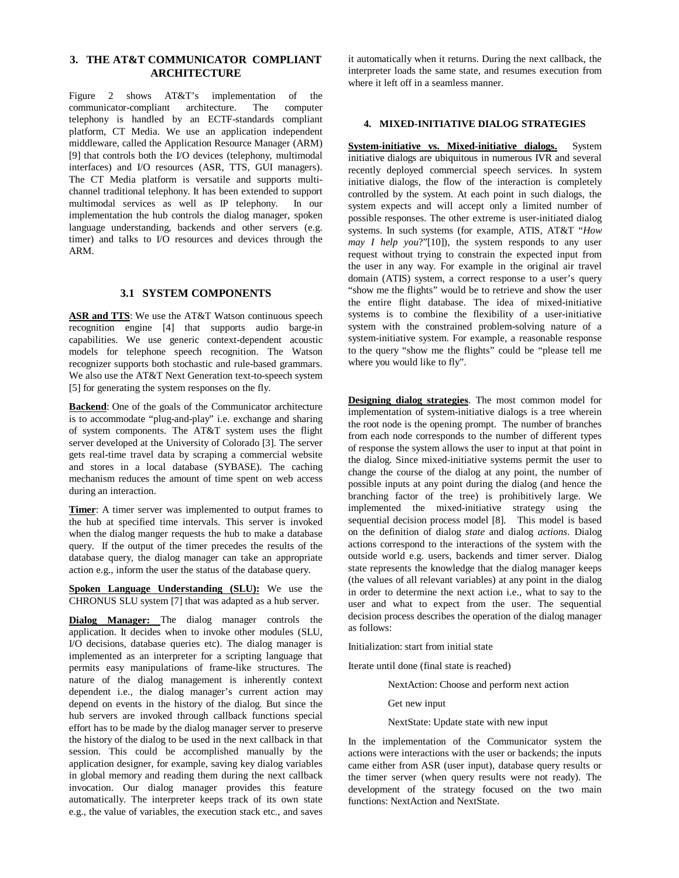## 3. THE AT&T COMMUNICATOR COMPLIANT ARCHITECTURE

Figure 2 shows AT&T's implementation of the communicator-compliant architecture. The computer telephony is handled by an ECTF-standards compliant platform, CT Media. We use an application independent middleware, called the Application Resource Manager (ARM) [9] that controls both the I/O devices (telephony, multimodal interfaces) and I/O resources (ASR, TTS, GUI managers). The CT Media platform is versatile and supports multi-channel traditional telephony. It has been extended to support multimodal services as well as IP telephony. In our implementation the hub controls the dialog manager, spoken language understanding, backends and other servers (e.g. timer) and talks to I/O resources and devices through the ARM.

### 3.1 SYSTEM COMPONENTS

**ASR and TTS**: We use the AT&T Watson continuous speech recognition engine [4] that supports audio barge-in capabilities. We use generic context-dependent acoustic models for telephone speech recognition. The Watson recognizer supports both stochastic and rule-based grammars. We also use the AT&T Next Generation text-to-speech system [5] for generating the system responses on the fly.

**Backend**: One of the goals of the Communicator architecture is to accommodate "plug-and-play" i.e. exchange and sharing of system components. The AT&T system uses the flight server developed at the University of Colorado [3]. The server gets real-time travel data by scraping a commercial website and stores in a local database (SYBASE). The caching mechanism reduces the amount of time spent on web access during an interaction.

**Timer**: A timer server was implemented to output frames to the hub at specified time intervals. This server is invoked when the dialog manger requests the hub to make a database query. If the output of the timer precedes the results of the database query, the dialog manager can take an appropriate action e.g., inform the user the status of the database query.

**Spoken Language Understanding (SLU):** We use the CHRONUS SLU system [7] that was adapted as a hub server.

**Dialog Manager:** The dialog manager controls the application. It decides when to invoke other modules (SLU, I/O decisions, database queries etc). The dialog manager is implemented as an interpreter for a scripting language that permits easy manipulations of frame-like structures. The nature of the dialog management is inherently context dependent i.e., the dialog manager's current action may depend on events in the history of the dialog. But since the hub servers are invoked through callback functions special effort has to be made by the dialog manager server to preserve the history of the dialog to be used in the next callback in that session. This could be accomplished manually by the application designer, for example, saving key dialog variables in global memory and reading them during the next callback invocation. Our dialog manager provides this feature automatically. The interpreter keeps track of its own state e.g., the value of variables, the execution stack etc., and saves it automatically when it returns. During the next callback, the interpreter loads the same state, and resumes execution from where it left off in a seamless manner.

## 4. MIXED-INITIATIVE DIALOG STRATEGIES

**System-initiative vs. Mixed-initiative dialogs.** System initiative dialogs are ubiquitous in numerous IVR and several recently deployed commercial speech services. In system initiative dialogs, the flow of the interaction is completely controlled by the system. At each point in such dialogs, the system expects and will accept only a limited number of possible responses. The other extreme is user-initiated dialog systems. In such systems (for example, ATIS, AT&T "*How may I help you*?"[10]), the system responds to any user request without trying to constrain the expected input from the user in any way. For example in the original air travel domain (ATIS) system, a correct response to a user's query "show me the flights" would be to retrieve and show the user the entire flight database. The idea of mixed-initiative systems is to combine the flexibility of a user-initiative system with the constrained problem-solving nature of a system-initiative system. For example, a reasonable response to the query "show me the flights" could be "please tell me where you would like to fly".

**Designing dialog strategies**. The most common model for implementation of system-initiative dialogs is a tree wherein the root node is the opening prompt. The number of branches from each node corresponds to the number of different types of response the system allows the user to input at that point in the dialog. Since mixed-initiative systems permit the user to change the course of the dialog at any point, the number of possible inputs at any point during the dialog (and hence the branching factor of the tree) is prohibitively large. We implemented the mixed-initiative strategy using the sequential decision process model [8]. This model is based on the definition of dialog *state* and dialog *actions*. Dialog actions correspond to the interactions of the system with the outside world e.g. users, backends and timer server. Dialog state represents the knowledge that the dialog manager keeps (the values of all relevant variables) at any point in the dialog in order to determine the next action i.e., what to say to the user and what to expect from the user. The sequential decision process describes the operation of the dialog manager as follows:

Initialization: start from initial state

Iterate until done (final state is reached)

  NextAction: Choose and perform next action

  Get new input

  NextState: Update state with new input

In the implementation of the Communicator system the actions were interactions with the user or backends; the inputs came either from ASR (user input), database query results or the timer server (when query results were not ready). The development of the strategy focused on the two main functions: NextAction and NextState.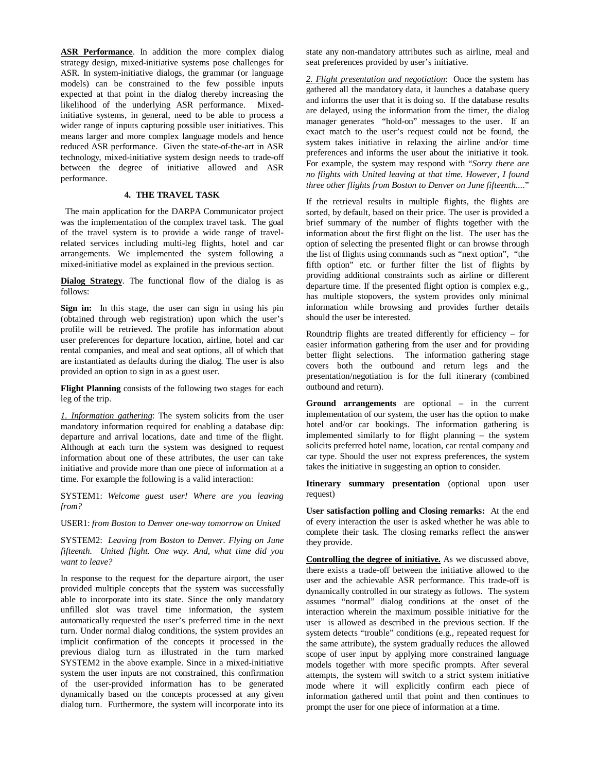**ASR Performance**. In addition the more complex dialog strategy design, mixed-initiative systems pose challenges for ASR. In system-initiative dialogs, the grammar (or language models) can be constrained to the few possible inputs expected at that point in the dialog thereby increasing the likelihood of the underlying ASR performance. Mixed-initiative systems, in general, need to be able to process a wider range of inputs capturing possible user initiatives. This means larger and more complex language models and hence reduced ASR performance. Given the state-of-the-art in ASR technology, mixed-initiative system design needs to trade-off between the degree of initiative allowed and ASR performance.

## 4. THE TRAVEL TASK

The main application for the DARPA Communicator project was the implementation of the complex travel task. The goal of the travel system is to provide a wide range of travel-related services including multi-leg flights, hotel and car arrangements. We implemented the system following a mixed-initiative model as explained in the previous section.

**Dialog Strategy**. The functional flow of the dialog is as follows:

**Sign in:** In this stage, the user can sign in using his pin (obtained through web registration) upon which the user's profile will be retrieved. The profile has information about user preferences for departure location, airline, hotel and car rental companies, and meal and seat options, all of which that are instantiated as defaults during the dialog. The user is also provided an option to sign in as a guest user.

**Flight Planning** consists of the following two stages for each leg of the trip.

*1. Information gathering*: The system solicits from the user mandatory information required for enabling a database dip: departure and arrival locations, date and time of the flight. Although at each turn the system was designed to request information about one of these attributes, the user can take initiative and provide more than one piece of information at a time. For example the following is a valid interaction:

SYSTEM1: *Welcome guest user! Where are you leaving from?*

USER1: *from Boston to Denver one-way tomorrow on United*

SYSTEM2: *Leaving from Boston to Denver. Flying on June fifteenth. United flight. One way. And, what time did you want to leave?*

In response to the request for the departure airport, the user provided multiple concepts that the system was successfully able to incorporate into its state. Since the only mandatory unfilled slot was travel time information, the system automatically requested the user's preferred time in the next turn. Under normal dialog conditions, the system provides an implicit confirmation of the concepts it processed in the previous dialog turn as illustrated in the turn marked SYSTEM2 in the above example. Since in a mixed-initiative system the user inputs are not constrained, this confirmation of the user-provided information has to be generated dynamically based on the concepts processed at any given dialog turn. Furthermore, the system will incorporate into its state any non-mandatory attributes such as airline, meal and seat preferences provided by user's initiative.

*2. Flight presentation and negotiation*: Once the system has gathered all the mandatory data, it launches a database query and informs the user that it is doing so. If the database results are delayed, using the information from the timer, the dialog manager generates "hold-on" messages to the user. If an exact match to the user's request could not be found, the system takes initiative in relaxing the airline and/or time preferences and informs the user about the initiative it took. For example, the system may respond with "*Sorry there are no flights with United leaving at that time. However, I found three other flights from Boston to Denver on June fifteenth....*"

If the retrieval results in multiple flights, the flights are sorted, by default, based on their price. The user is provided a brief summary of the number of flights together with the information about the first flight on the list. The user has the option of selecting the presented flight or can browse through the list of flights using commands such as "next option", "the fifth option" etc. or further filter the list of flights by providing additional constraints such as airline or different departure time. If the presented flight option is complex e.g., has multiple stopovers, the system provides only minimal information while browsing and provides further details should the user be interested.

Roundtrip flights are treated differently for efficiency – for easier information gathering from the user and for providing better flight selections. The information gathering stage covers both the outbound and return legs and the presentation/negotiation is for the full itinerary (combined outbound and return).

**Ground arrangements** are optional – in the current implementation of our system, the user has the option to make hotel and/or car bookings. The information gathering is implemented similarly to for flight planning – the system solicits preferred hotel name, location, car rental company and car type. Should the user not express preferences, the system takes the initiative in suggesting an option to consider.

**Itinerary summary presentation** (optional upon user request)

**User satisfaction polling and Closing remarks:** At the end of every interaction the user is asked whether he was able to complete their task. The closing remarks reflect the answer they provide.

**Controlling the degree of initiative.** As we discussed above, there exists a trade-off between the initiative allowed to the user and the achievable ASR performance. This trade-off is dynamically controlled in our strategy as follows. The system assumes "normal" dialog conditions at the onset of the interaction wherein the maximum possible initiative for the user is allowed as described in the previous section. If the system detects "trouble" conditions (e.g., repeated request for the same attribute), the system gradually reduces the allowed scope of user input by applying more constrained language models together with more specific prompts. After several attempts, the system will switch to a strict system initiative mode where it will explicitly confirm each piece of information gathered until that point and then continues to prompt the user for one piece of information at a time.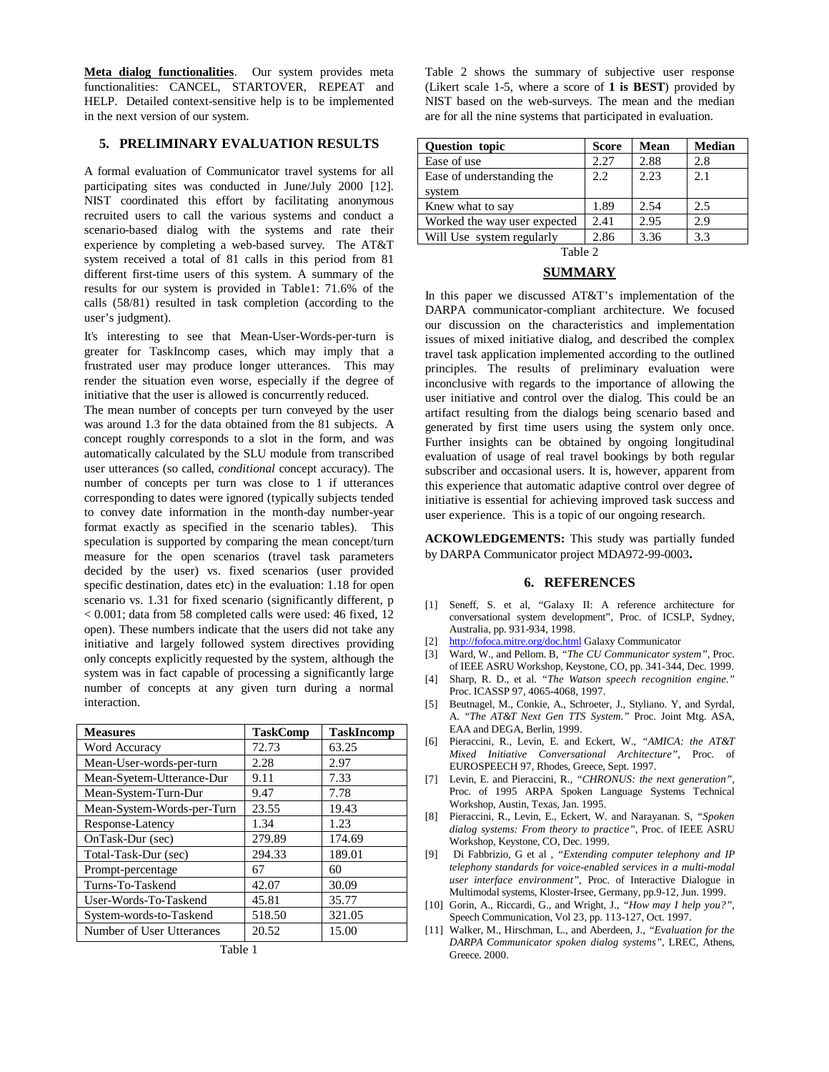**Meta dialog functionalities**. Our system provides meta functionalities: CANCEL, STARTOVER, REPEAT and HELP. Detailed context-sensitive help is to be implemented in the next version of our system.

## 5. PRELIMINARY EVALUATION RESULTS

A formal evaluation of Communicator travel systems for all participating sites was conducted in June/July 2000 [12]. NIST coordinated this effort by facilitating anonymous recruited users to call the various systems and conduct a scenario-based dialog with the systems and rate their experience by completing a web-based survey. The AT&T system received a total of 81 calls in this period from 81 different first-time users of this system. A summary of the results for our system is provided in Table1: 71.6% of the calls (58/81) resulted in task completion (according to the user's judgment).

It's interesting to see that Mean-User-Words-per-turn is greater for TaskIncomp cases, which may imply that a frustrated user may produce longer utterances. This may render the situation even worse, especially if the degree of initiative that the user is allowed is concurrently reduced.

The mean number of concepts per turn conveyed by the user was around 1.3 for the data obtained from the 81 subjects. A concept roughly corresponds to a slot in the form, and was automatically calculated by the SLU module from transcribed user utterances (so called, *conditional* concept accuracy). The number of concepts per turn was close to 1 if utterances corresponding to dates were ignored (typically subjects tended to convey date information in the month-day number-year format exactly as specified in the scenario tables). This speculation is supported by comparing the mean concept/turn measure for the open scenarios (travel task parameters decided by the user) vs. fixed scenarios (user provided specific destination, dates etc) in the evaluation: 1.18 for open scenario vs. 1.31 for fixed scenario (significantly different, $p < 0.001$; data from 58 completed calls were used: 46 fixed, 12 open). These numbers indicate that the users did not take any initiative and largely followed system directives providing only concepts explicitly requested by the system, although the system was in fact capable of processing a significantly large number of concepts at any given turn during a normal interaction.

| Measures | TaskComp | TaskIncomp |
|---|---|---|
| Word Accuracy | 72.73 | 63.25 |
| Mean-User-words-per-turn | 2.28 | 2.97 |
| Mean-Syetem-Utterance-Dur | 9.11 | 7.33 |
| Mean-System-Turn-Dur | 9.47 | 7.78 |
| Mean-System-Words-per-Turn | 23.55 | 19.43 |
| Response-Latency | 1.34 | 1.23 |
| OnTask-Dur (sec) | 279.89 | 174.69 |
| Total-Task-Dur (sec) | 294.33 | 189.01 |
| Prompt-percentage | 67 | 60 |
| Turns-To-Taskend | 42.07 | 30.09 |
| User-Words-To-Taskend | 45.81 | 35.77 |
| System-words-to-Taskend | 518.50 | 321.05 |
| Number of User Utterances | 20.52 | 15.00 |

Table 1

Table 2 shows the summary of subjective user response (Likert scale 1-5, where a score of **1 is BEST**) provided by NIST based on the web-surveys. The mean and the median are for all the nine systems that participated in evaluation.

| Question topic | Score | Mean | Median |
|---|---|---|---|
| Ease of use | 2.27 | 2.88 | 2.8 |
| Ease of understanding the system | 2.2 | 2.23 | 2.1 |
| Knew what to say | 1.89 | 2.54 | 2.5 |
| Worked the way user expected | 2.41 | 2.95 | 2.9 |
| Will Use system regularly | 2.86 | 3.36 | 3.3 |

Table 2

## SUMMARY

In this paper we discussed AT&T's implementation of the DARPA communicator-compliant architecture. We focused our discussion on the characteristics and implementation issues of mixed initiative dialog, and described the complex travel task application implemented according to the outlined principles. The results of preliminary evaluation were inconclusive with regards to the importance of allowing the user initiative and control over the dialog. This could be an artifact resulting from the dialogs being scenario based and generated by first time users using the system only once. Further insights can be obtained by ongoing longitudinal evaluation of usage of real travel bookings by both regular subscriber and occasional users. It is, however, apparent from this experience that automatic adaptive control over degree of initiative is essential for achieving improved task success and user experience. This is a topic of our ongoing research.

**ACKOWLEDGEMENTS:** This study was partially funded by DARPA Communicator project MDA972-99-0003**.**

## 6. REFERENCES

[1] Seneff, S. et al, "Galaxy II: A reference architecture for conversational system development", Proc. of ICSLP, Sydney, Australia, pp. 931-934, 1998.

[2] http://fofoca.mitre.org/doc.html Galaxy Communicator

[3] Ward, W., and Pellom. B, *"The CU Communicator system"*, Proc. of IEEE ASRU Workshop, Keystone, CO, pp. 341-344, Dec. 1999.

[4] Sharp, R. D., et al. *"The Watson speech recognition engine."* Proc. ICASSP 97, 4065-4068, 1997.

[5] Beutnagel, M., Conkie, A., Schroeter, J., Styliano. Y, and Syrdal, A. *"The AT&T Next Gen TTS System."* Proc. Joint Mtg. ASA, EAA and DEGA, Berlin, 1999.

[6] Pieraccini, R., Levin, E. and Eckert, W., *"AMICA: the AT&T Mixed Initiative Conversational Architecture"*, Proc. of EUROSPEECH 97, Rhodes, Greece, Sept. 1997.

[7] Levin, E. and Pieraccini, R., *"CHRONUS: the next generation"*, Proc. of 1995 ARPA Spoken Language Systems Technical Workshop, Austin, Texas, Jan. 1995.

[8] Pieraccini, R., Levin, E., Eckert, W. and Narayanan. S, *"Spoken dialog systems: From theory to practice"*, Proc. of IEEE ASRU Workshop, Keystone, CO, Dec. 1999.

[9] Di Fabbrizio, G et al , *"Extending computer telephony and IP telephony standards for voice-enabled services in a multi-modal user interface environment"*, Proc. of Interactive Dialogue in Multimodal systems, Kloster-Irsee, Germany, pp.9-12, Jun. 1999.

[10] Gorin, A., Riccardi, G., and Wright, J., *"How may I help you?"*, Speech Communication, Vol 23, pp. 113-127, Oct. 1997.

[11] Walker, M., Hirschman, L., and Aberdeen, J., *"Evaluation for the DARPA Communicator spoken dialog systems"*, LREC, Athens, Greece. 2000.